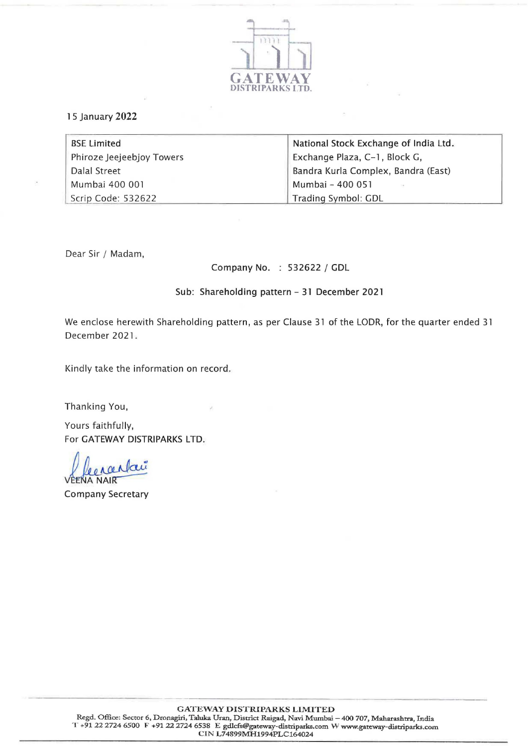GATEWAY
DISTRIPARKS LTD.

15 January 2022

| BSE Limited | National Stock Exchange of India Ltd. |
| --- | --- |
| Phiroze Jeejeebjoy Towers | Exchange Plaza, C-1, Block G, |
| Dalal Street | Bandra Kurla Complex, Bandra (East) |
| Mumbai 400 001 | Mumbai - 400 051 |
| Scrip Code: 532622 | Trading Symbol: GDL |

Dear Sir / Madam,

Company No. : 532622 / GDL

Sub: Shareholding pattern - 31 December 2021

We enclose herewith Shareholding pattern, as per Clause 31 of the LODR, for the quarter ended 31 December 2021.

Kindly take the information on record.

Thanking You,

Yours faithfully,
For GATEWAY DISTRIPARKS LTD.

VEENA NAIR
Company Secretary

GATEWAY DISTRIPARKS LIMITED
Regd. Office: Sector 6, Dronagiri, Taluka Uran, District Raigad, Navi Mumbai – 400 707, Maharashtra, India
T +91 22 2724 6500 F +91 22 2724 6538 E gdlcfs@gateway-distriparks.com W www.gateway-distriparks.com
CIN L74899MH1994PLC164024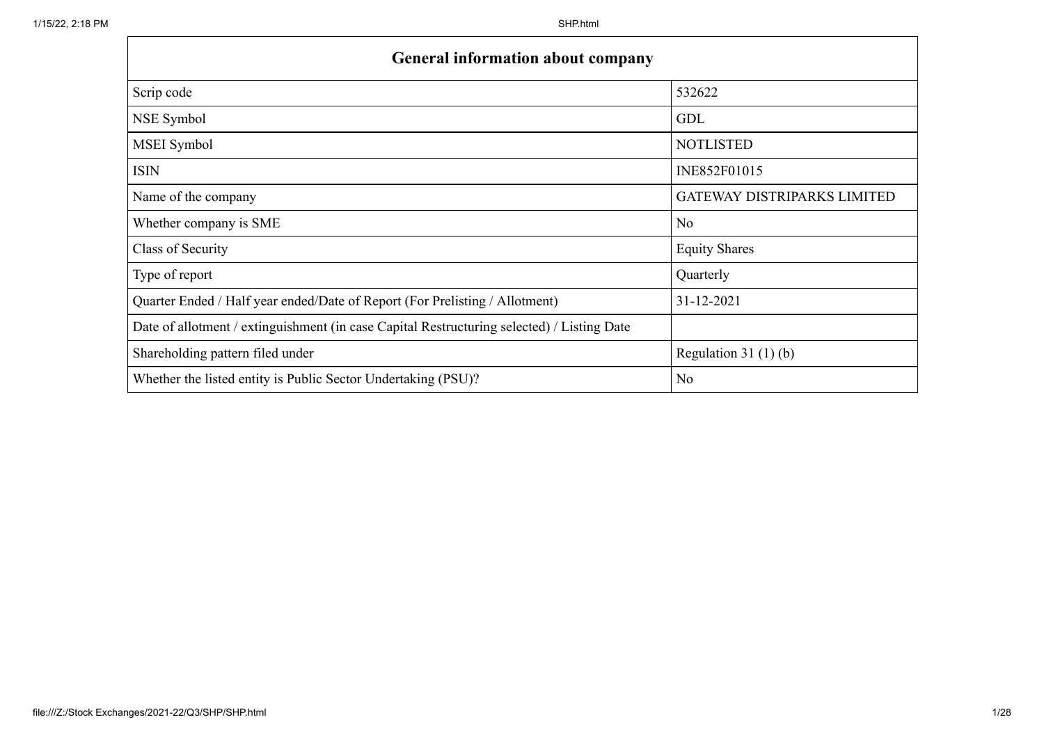| General information about company | |
|---|---|
| Scrip code | 532622 |
| NSE Symbol | GDL |
| MSEI Symbol | NOTLISTED |
| ISIN | INE852F01015 |
| Name of the company | GATEWAY DISTRIPARKS LIMITED |
| Whether company is SME | No |
| Class of Security | Equity Shares |
| Type of report | Quarterly |
| Quarter Ended / Half year ended/Date of Report (For Prelisting / Allotment) | 31-12-2021 |
| Date of allotment / extinguishment (in case Capital Restructuring selected) / Listing Date | |
| Shareholding pattern filed under | Regulation 31 (1) (b) |
| Whether the listed entity is Public Sector Undertaking (PSU)? | No |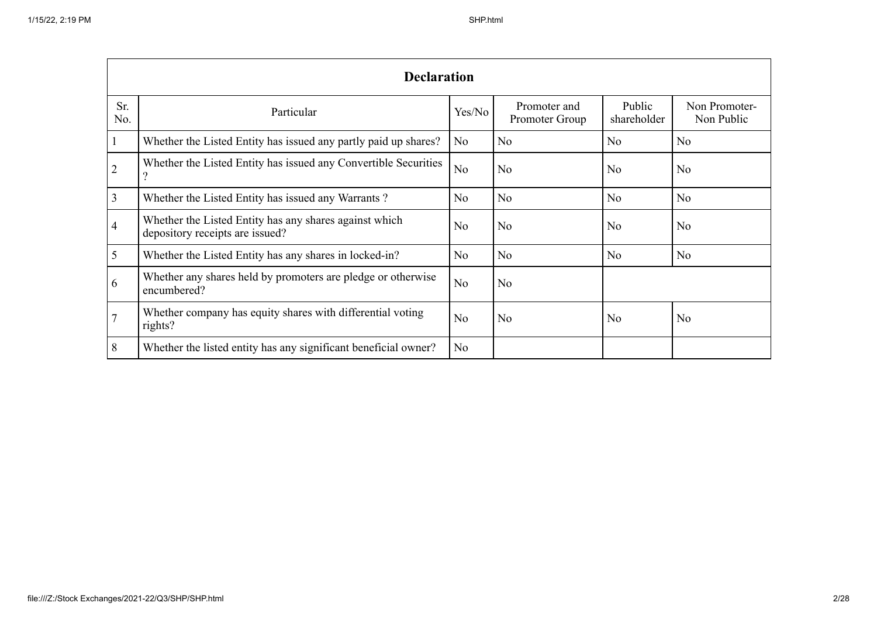| Declaration | | | | | |
|---|---|---|---|---|---|
| Sr. No. | Particular | Yes/No | Promoter and Promoter Group | Public shareholder | Non Promoter-Non Public |
| 1 | Whether the Listed Entity has issued any partly paid up shares? | No | No | No | No |
| 2 | Whether the Listed Entity has issued any Convertible Securities ? | No | No | No | No |
| 3 | Whether the Listed Entity has issued any Warrants ? | No | No | No | No |
| 4 | Whether the Listed Entity has any shares against which depository receipts are issued? | No | No | No | No |
| 5 | Whether the Listed Entity has any shares in locked-in? | No | No | No | No |
| 6 | Whether any shares held by promoters are pledge or otherwise encumbered? | No | No | | |
| 7 | Whether company has equity shares with differential voting rights? | No | No | No | No |
| 8 | Whether the listed entity has any significant beneficial owner? | No | | | |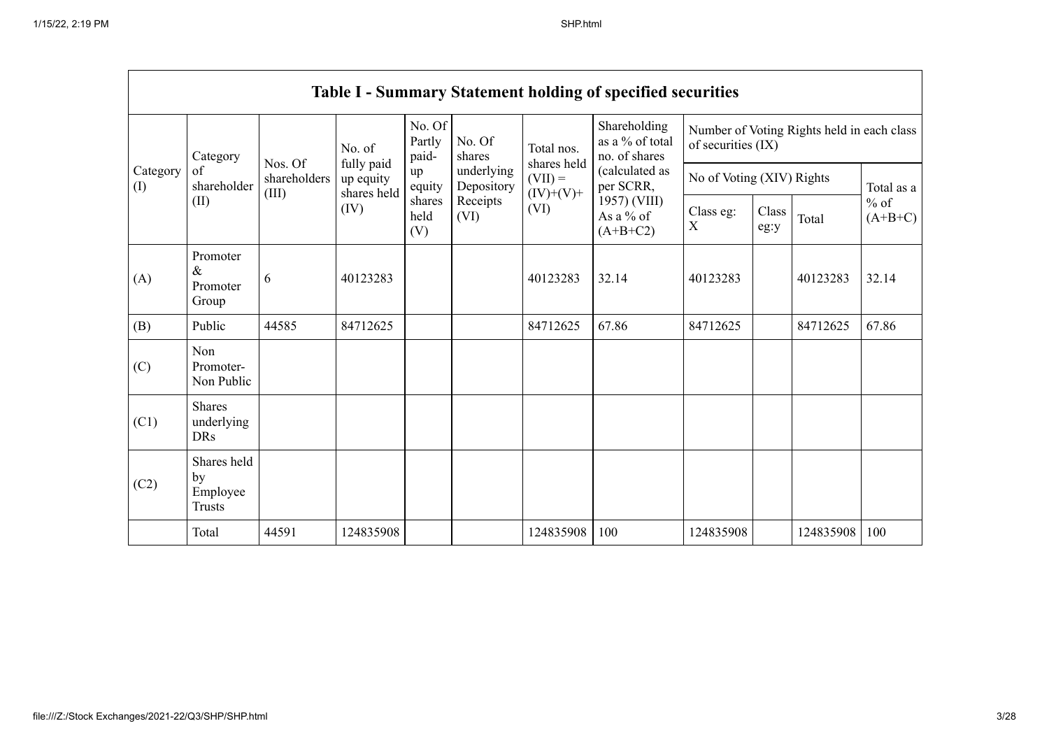| Table I - Summary Statement holding of specified securities | | | | | | | | | | | |
|---|---|---|---|---|---|---|---|---|---|---|---|
| Category (I) | Category of shareholder (II) | Nos. Of shareholders (III) | No. of fully paid up equity shares held (IV) | No. Of Partly paid-up equity shares held (V) | No. Of shares underlying Depository Receipts (VI) | Total nos. shares held (VII) = (IV)+(V)+ (VI) | Shareholding as a % of total no. of shares (calculated as per SCRR, 1957) (VIII) As a % of (A+B+C2) | Number of Voting Rights held in each class of securities (IX) | | | |
| | | | | | | | | No of Voting (XIV) Rights | | | Total as a % of (A+B+C) |
| | | | | | | | | Class eg: X | Class eg:y | Total | |
| (A) | Promoter & Promoter Group | 6 | 40123283 | | | 40123283 | 32.14 | 40123283 | | 40123283 | 32.14 |
| (B) | Public | 44585 | 84712625 | | | 84712625 | 67.86 | 84712625 | | 84712625 | 67.86 |
| (C) | Non Promoter- Non Public | | | | | | | | | | |
| (C1) | Shares underlying DRs | | | | | | | | | | |
| (C2) | Shares held by Employee Trusts | | | | | | | | | | |
| | Total | 44591 | 124835908 | | | 124835908 | 100 | 124835908 | | 124835908 | 100 |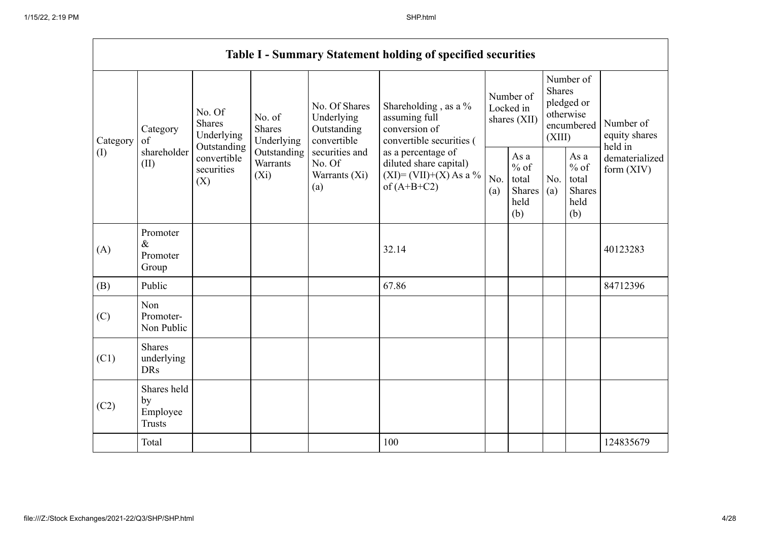| Table I - Summary Statement holding of specified securities | | | | | | | | | | | |
|---|---|---|---|---|---|---|---|---|---|---|---|
| Category (I) | Category of shareholder (II) | No. Of Shares Underlying Outstanding convertible securities (X) | No. of Shares Underlying Outstanding Warrants (Xi) | No. Of Shares Underlying Outstanding convertible securities and No. Of Warrants (Xi) (a) | Shareholding , as a % assuming full conversion of convertible securities ( as a percentage of diluted share capital) (XI)= (VII)+(X) As a % of (A+B+C2) | Number of Locked in shares (XII) | | Number of Shares pledged or otherwise encumbered (XIII) | | Number of equity shares held in dematerialized form (XIV) |
| | | | | | | No. (a) | As a % of total Shares held (b) | No. (a) | As a % of total Shares held (b) | |
| (A) | Promoter & Promoter Group | | | | 32.14 | | | | | 40123283 |
| (B) | Public | | | | 67.86 | | | | | 84712396 |
| (C) | Non Promoter- Non Public | | | | | | | | | |
| (C1) | Shares underlying DRs | | | | | | | | | |
| (C2) | Shares held by Employee Trusts | | | | | | | | | |
| | Total | | | | 100 | | | | | 124835679 |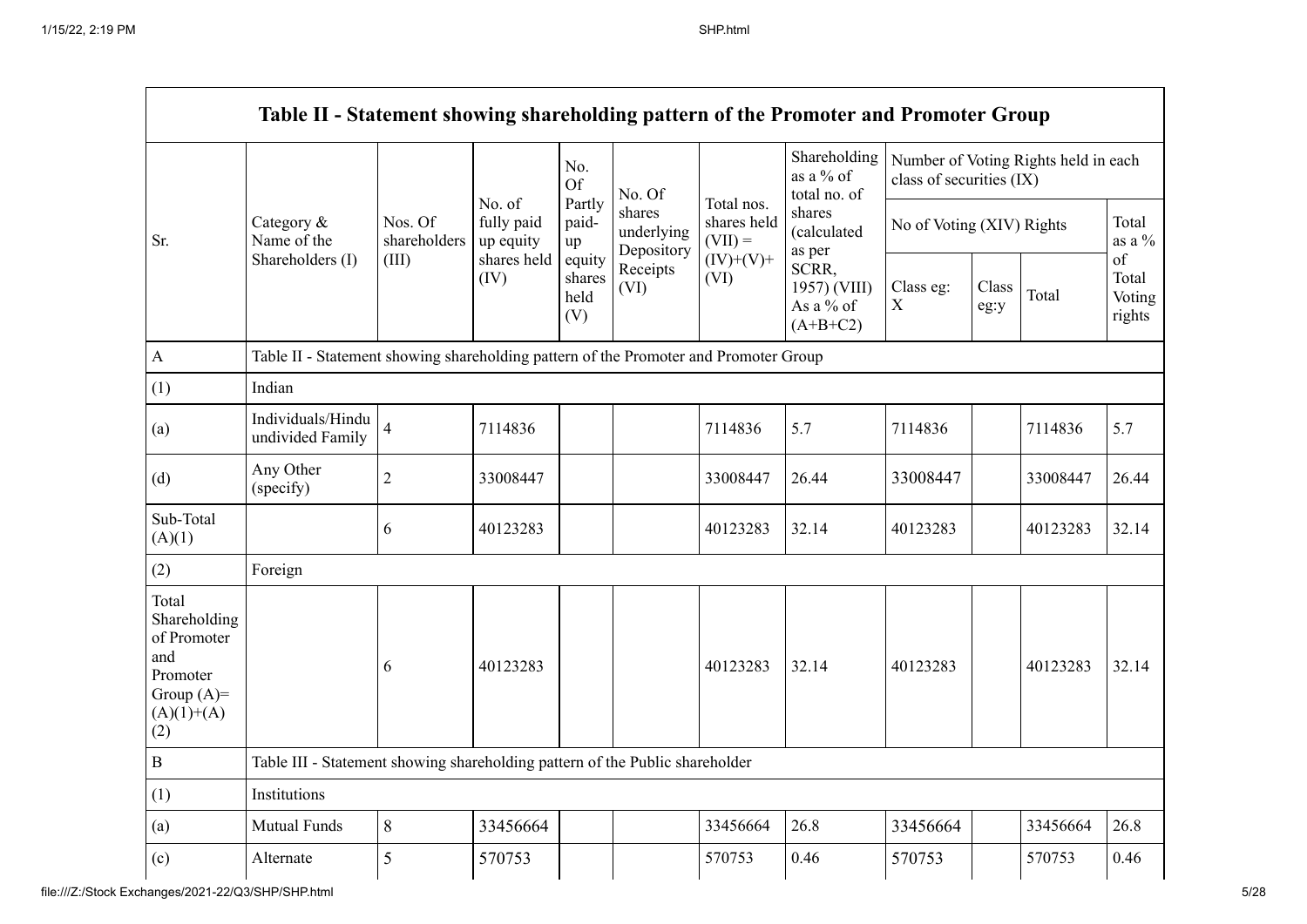| Table II - Statement showing shareholding pattern of the Promoter and Promoter Group | | | | | | | | | | | |
|---|---|---|---|---|---|---|---|---|---|---|---|
| Sr. | Category & Name of the Shareholders (I) | Nos. Of shareholders (III) | No. of fully paid up equity shares held (IV) | No. Of Partly paid-up equity shares held (V) | No. Of shares underlying Depository Receipts (VI) | Total nos. shares held (VII) = (IV)+(V)+ (VI) | Shareholding as a % of total no. of shares (calculated as per SCRR, 1957) (VIII) As a % of (A+B+C2) | Number of Voting Rights held in each class of securities (IX) | | | |
| | | | | | | | | No of Voting (XIV) Rights | | | Total as a % of Total Voting rights |
| | | | | | | | | Class eg: X | Class eg:y | Total | |
| A | Table II - Statement showing shareholding pattern of the Promoter and Promoter Group | | | | | | | | | | |
| (1) | Indian | | | | | | | | | | |
| (a) | Individuals/Hindu undivided Family | 4 | 7114836 | | | 7114836 | 5.7 | 7114836 | | 7114836 | 5.7 |
| (d) | Any Other (specify) | 2 | 33008447 | | | 33008447 | 26.44 | 33008447 | | 33008447 | 26.44 |
| Sub-Total (A)(1) | | 6 | 40123283 | | | 40123283 | 32.14 | 40123283 | | 40123283 | 32.14 |
| (2) | Foreign | | | | | | | | | | |
| Total Shareholding of Promoter and Promoter Group (A)= (A)(1)+(A)(2) | | 6 | 40123283 | | | 40123283 | 32.14 | 40123283 | | 40123283 | 32.14 |
| B | Table III - Statement showing shareholding pattern of the Public shareholder | | | | | | | | | | |
| (1) | Institutions | | | | | | | | | | |
| (a) | Mutual Funds | 8 | 33456664 | | | 33456664 | 26.8 | 33456664 | | 33456664 | 26.8 |
| (c) | Alternate | 5 | 570753 | | | 570753 | 0.46 | 570753 | | 570753 | 0.46 |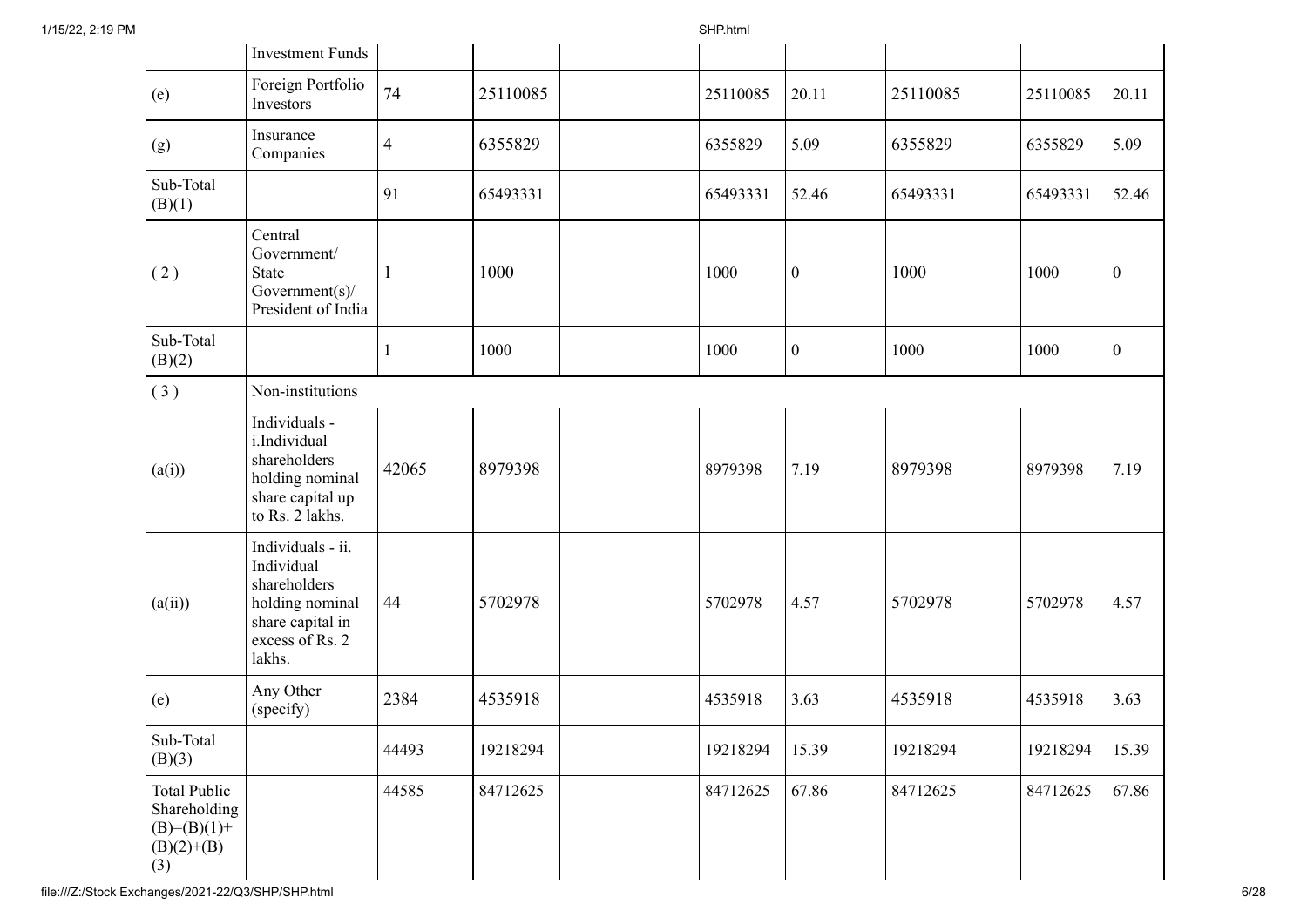| | Investment Funds | | | | | | | | | | |
|---|---|---|---|---|---|---|---|---|---|---|---|
| (e) | Foreign Portfolio Investors | 74 | 25110085 | | | 25110085 | 20.11 | 25110085 | | 25110085 | 20.11 |
| (g) | Insurance Companies | 4 | 6355829 | | | 6355829 | 5.09 | 6355829 | | 6355829 | 5.09 |
| Sub-Total (B)(1) | | 91 | 65493331 | | | 65493331 | 52.46 | 65493331 | | 65493331 | 52.46 |
| ( 2 ) | Central Government/ State Government(s)/ President of India | 1 | 1000 | | | 1000 | 0 | 1000 | | 1000 | 0 |
| Sub-Total (B)(2) | | 1 | 1000 | | | 1000 | 0 | 1000 | | 1000 | 0 |
| ( 3 ) | Non-institutions | | | | | | | | | | |
| (a(i)) | Individuals - i.Individual shareholders holding nominal share capital up to Rs. 2 lakhs. | 42065 | 8979398 | | | 8979398 | 7.19 | 8979398 | | 8979398 | 7.19 |
| (a(ii)) | Individuals - ii. Individual shareholders holding nominal share capital in excess of Rs. 2 lakhs. | 44 | 5702978 | | | 5702978 | 4.57 | 5702978 | | 5702978 | 4.57 |
| (e) | Any Other (specify) | 2384 | 4535918 | | | 4535918 | 3.63 | 4535918 | | 4535918 | 3.63 |
| Sub-Total (B)(3) | | 44493 | 19218294 | | | 19218294 | 15.39 | 19218294 | | 19218294 | 15.39 |
| Total Public Shareholding (B)=(B)(1)+(B)(2)+(B)(3) | | 44585 | 84712625 | | | 84712625 | 67.86 | 84712625 | | 84712625 | 67.86 |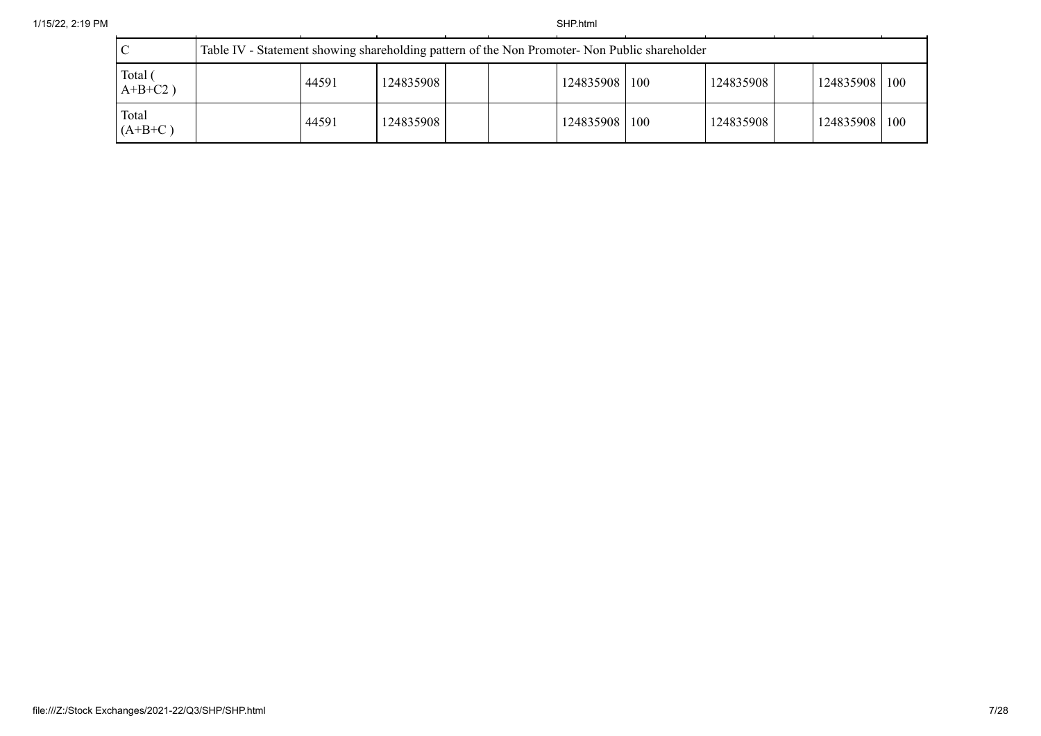| C | Table IV - Statement showing shareholding pattern of the Non Promoter- Non Public shareholder | | | | | | | | | | |
|---|---|---|---|---|---|---|---|---|---|---|---|
| Total ( A+B+C2 ) | | 44591 | 124835908 | | | 124835908 | 100 | 124835908 | | 124835908 | 100 |
| Total (A+B+C ) | | 44591 | 124835908 | | | 124835908 | 100 | 124835908 | | 124835908 | 100 |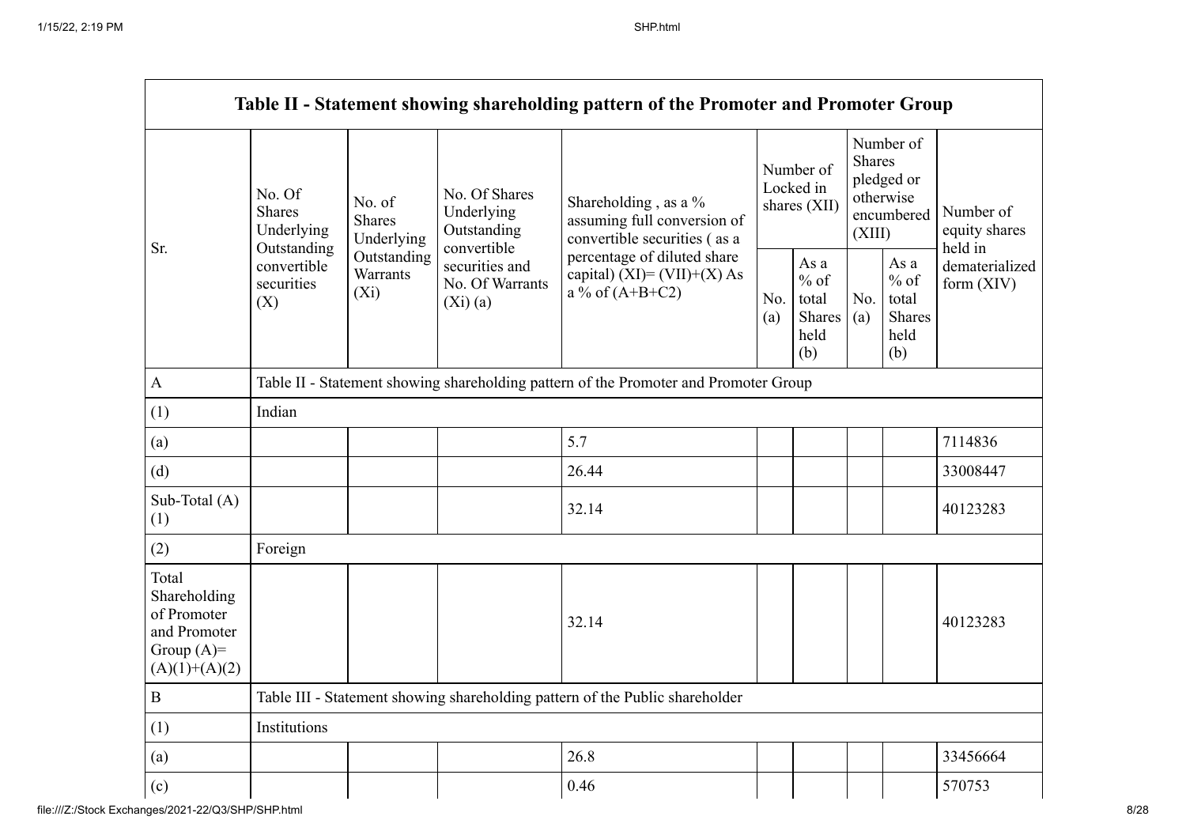| Table II - Statement showing shareholding pattern of the Promoter and Promoter Group | | | | | | | | | |
|---|---|---|---|---|---|---|---|---|---|
| Sr. | No. Of Shares Underlying Outstanding convertible securities (X) | No. of Shares Underlying Outstanding Warrants (Xi) | No. Of Shares Underlying Outstanding convertible securities and No. Of Warrants (Xi) (a) | Shareholding , as a % assuming full conversion of convertible securities ( as a percentage of diluted share capital) (XI)= (VII)+(X) As a % of (A+B+C2) | Number of Locked in shares (XII) | | Number of Shares pledged or otherwise encumbered (XIII) | | Number of equity shares held in dematerialized form (XIV) |
| | | | | | No. (a) | As a % of total Shares held (b) | No. (a) | As a % of total Shares held (b) | |
| A | Table II - Statement showing shareholding pattern of the Promoter and Promoter Group | | | | | | | | |
| (1) | Indian | | | | | | | | |
| (a) | | | | 5.7 | | | | | 7114836 |
| (d) | | | | 26.44 | | | | | 33008447 |
| Sub-Total (A) (1) | | | | 32.14 | | | | | 40123283 |
| (2) | Foreign | | | | | | | | |
| Total Shareholding of Promoter and Promoter Group (A)= (A)(1)+(A)(2) | | | | 32.14 | | | | | 40123283 |
| B | Table III - Statement showing shareholding pattern of the Public shareholder | | | | | | | | |
| (1) | Institutions | | | | | | | | |
| (a) | | | | 26.8 | | | | | 33456664 |
| (c) | | | | 0.46 | | | | | 570753 |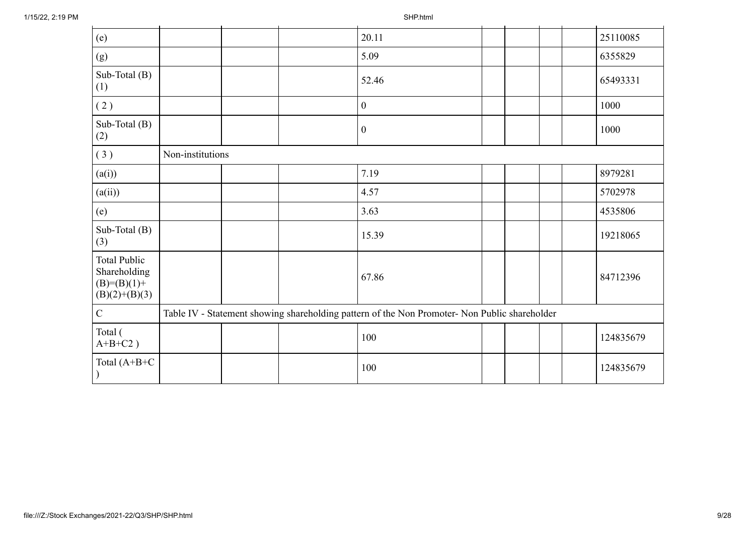| (e) | | | | 20.11 | | | | | 25110085 |
|---|---|---|---|---|---|---|---|---|---|
| (g) | | | | 5.09 | | | | | 6355829 |
| Sub-Total (B)(1) | | | | 52.46 | | | | | 65493331 |
| ( 2 ) | | | | 0 | | | | | 1000 |
| Sub-Total (B)(2) | | | | 0 | | | | | 1000 |
| ( 3 ) | Non-institutions | | | | | | | | |
| (a(i)) | | | | 7.19 | | | | | 8979281 |
| (a(ii)) | | | | 4.57 | | | | | 5702978 |
| (e) | | | | 3.63 | | | | | 4535806 |
| Sub-Total (B)(3) | | | | 15.39 | | | | | 19218065 |
| Total Public Shareholding (B)=(B)(1)+(B)(2)+(B)(3) | | | | 67.86 | | | | | 84712396 |
| C | Table IV - Statement showing shareholding pattern of the Non Promoter- Non Public shareholder | | | | | | | | |
| Total ( A+B+C2 ) | | | | 100 | | | | | 124835679 |
| Total (A+B+C ) | | | | 100 | | | | | 124835679 |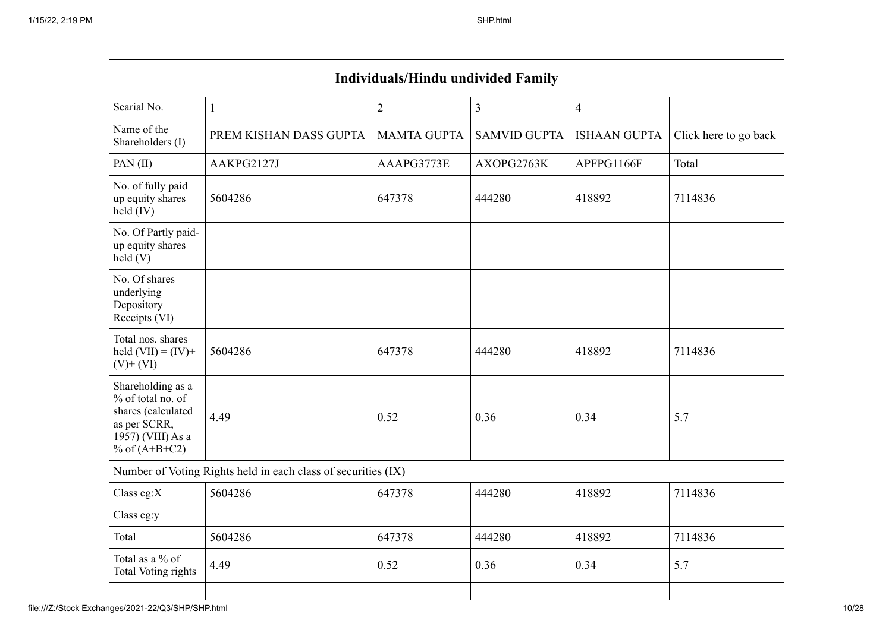| Individuals/Hindu undivided Family | | | | | |
|---|---|---|---|---|---|
| Searial No. | 1 | 2 | 3 | 4 | |
| Name of the Shareholders (I) | PREM KISHAN DASS GUPTA | MAMTA GUPTA | SAMVID GUPTA | ISHAAN GUPTA | Click here to go back |
| PAN (II) | AAKPG2127J | AAAPG3773E | AXOPG2763K | APFPG1166F | Total |
| No. of fully paid up equity shares held (IV) | 5604286 | 647378 | 444280 | 418892 | 7114836 |
| No. Of Partly paid-up equity shares held (V) | | | | | |
| No. Of shares underlying Depository Receipts (VI) | | | | | |
| Total nos. shares held (VII) = (IV)+(V)+ (VI) | 5604286 | 647378 | 444280 | 418892 | 7114836 |
| Shareholding as a % of total no. of shares (calculated as per SCRR, 1957) (VIII) As a % of (A+B+C2) | 4.49 | 0.52 | 0.36 | 0.34 | 5.7 |
| Number of Voting Rights held in each class of securities (IX) | | | | | |
| Class eg:X | 5604286 | 647378 | 444280 | 418892 | 7114836 |
| Class eg:y | | | | | |
| Total | 5604286 | 647378 | 444280 | 418892 | 7114836 |
| Total as a % of Total Voting rights | 4.49 | 0.52 | 0.36 | 0.34 | 5.7 |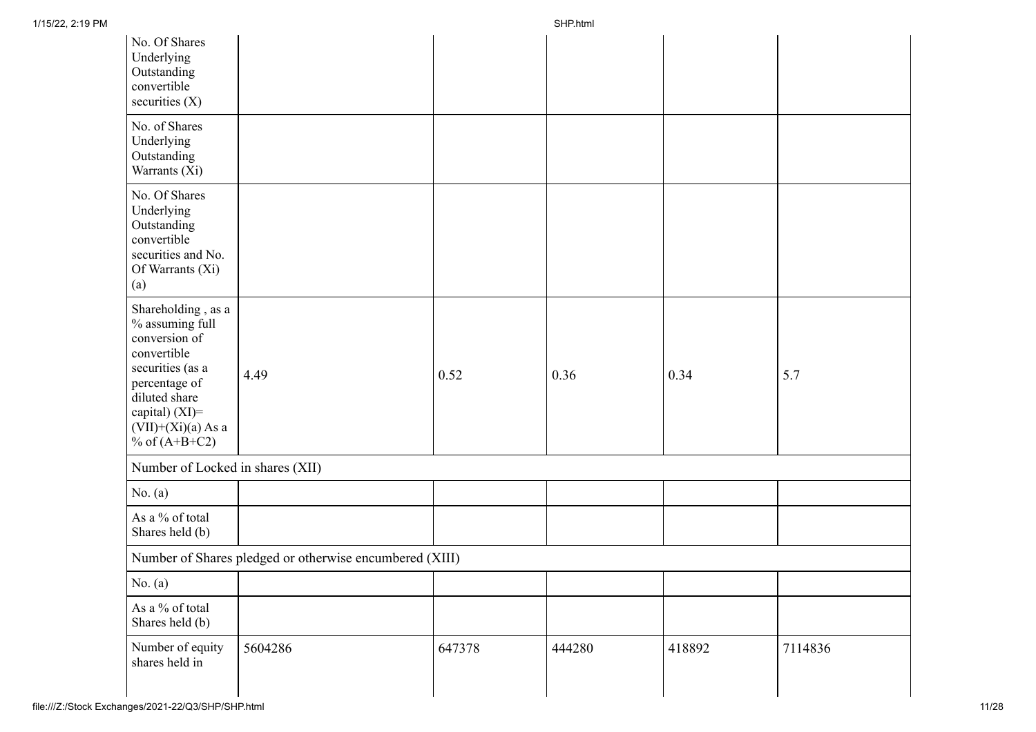| | | | | | |
|---|---|---|---|---|---|
| No. Of Shares Underlying Outstanding convertible securities (X) | | | | | |
| No. of Shares Underlying Outstanding Warrants (Xi) | | | | | |
| No. Of Shares Underlying Outstanding convertible securities and No. Of Warrants (Xi) (a) | | | | | |
| Shareholding , as a % assuming full conversion of convertible securities (as a percentage of diluted share capital) (XI)= (VII)+(Xi)(a) As a % of (A+B+C2) | 4.49 | 0.52 | 0.36 | 0.34 | 5.7 |
| Number of Locked in shares (XII) | | | | | |
| No. (a) | | | | | |
| As a % of total Shares held (b) | | | | | |
| Number of Shares pledged or otherwise encumbered (XIII) | | | | | |
| No. (a) | | | | | |
| As a % of total Shares held (b) | | | | | |
| Number of equity shares held in | 5604286 | 647378 | 444280 | 418892 | 7114836 |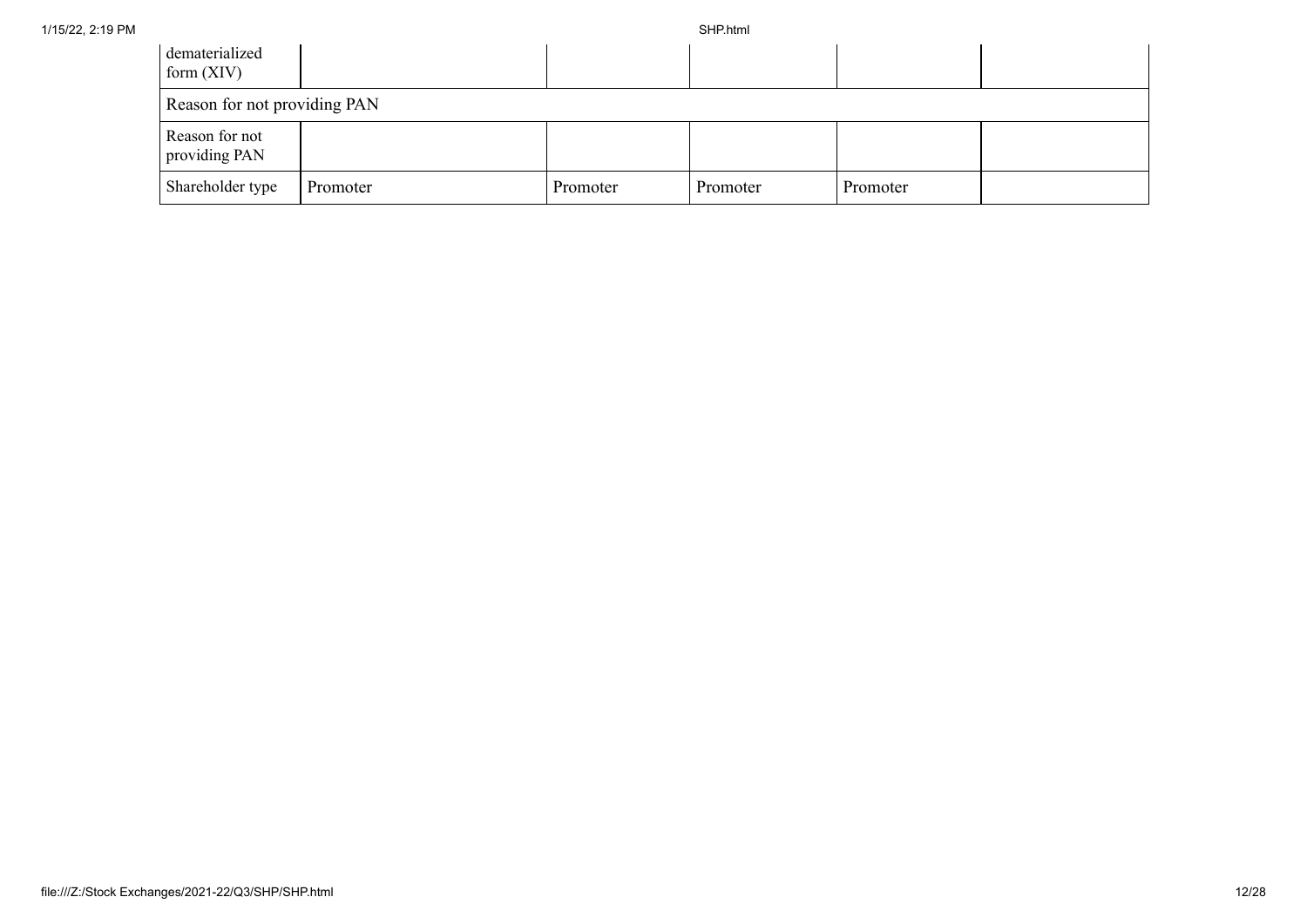| dematerialized form (XIV) | | | | | |
|---|---|---|---|---|---|
| Reason for not providing PAN | | | | | |
| Reason for not providing PAN | | | | | |
| Shareholder type | Promoter | Promoter | Promoter | Promoter | |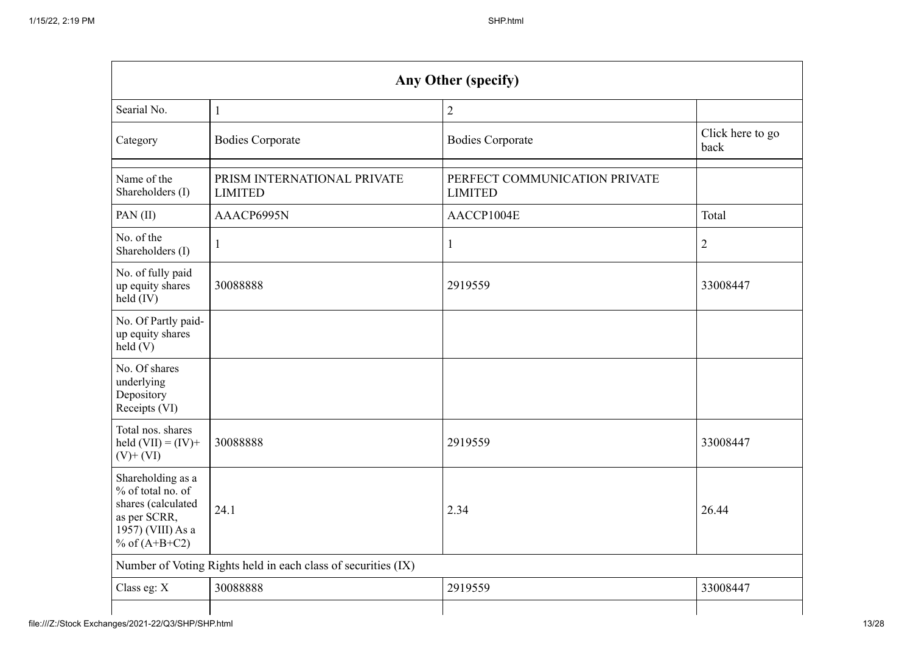| Any Other (specify) | | | |
|---|---|---|---|
| Searial No. | 1 | 2 | |
| Category | Bodies Corporate | Bodies Corporate | Click here to go back |
| Name of the Shareholders (I) | PRISM INTERNATIONAL PRIVATE LIMITED | PERFECT COMMUNICATION PRIVATE LIMITED | |
| PAN (II) | AAACP6995N | AACCP1004E | Total |
| No. of the Shareholders (I) | 1 | 1 | 2 |
| No. of fully paid up equity shares held (IV) | 30088888 | 2919559 | 33008447 |
| No. Of Partly paid-up equity shares held (V) | | | |
| No. Of shares underlying Depository Receipts (VI) | | | |
| Total nos. shares held (VII) = (IV)+ (V)+ (VI) | 30088888 | 2919559 | 33008447 |
| Shareholding as a % of total no. of shares (calculated as per SCRR, 1957) (VIII) As a % of (A+B+C2) | 24.1 | 2.34 | 26.44 |
| Number of Voting Rights held in each class of securities (IX) | | | |
| Class eg: X | 30088888 | 2919559 | 33008447 |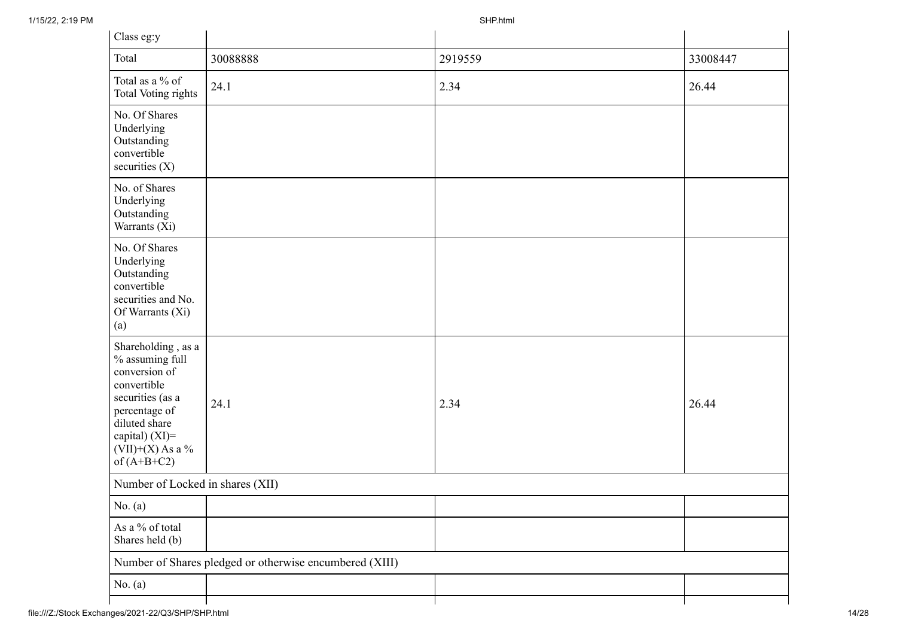| Class eg:y | | | |
|---|---|---|---|
| Total | 30088888 | 2919559 | 33008447 |
| Total as a % of Total Voting rights | 24.1 | 2.34 | 26.44 |
| No. Of Shares Underlying Outstanding convertible securities (X) | | | |
| No. of Shares Underlying Outstanding Warrants (Xi) | | | |
| No. Of Shares Underlying Outstanding convertible securities and No. Of Warrants (Xi) (a) | | | |
| Shareholding , as a % assuming full conversion of convertible securities (as a percentage of diluted share capital) (XI)= (VII)+(X) As a % of (A+B+C2) | 24.1 | 2.34 | 26.44 |
| Number of Locked in shares (XII) | | | |
| No. (a) | | | |
| As a % of total Shares held (b) | | | |
| Number of Shares pledged or otherwise encumbered (XIII) | | | |
| No. (a) | | | |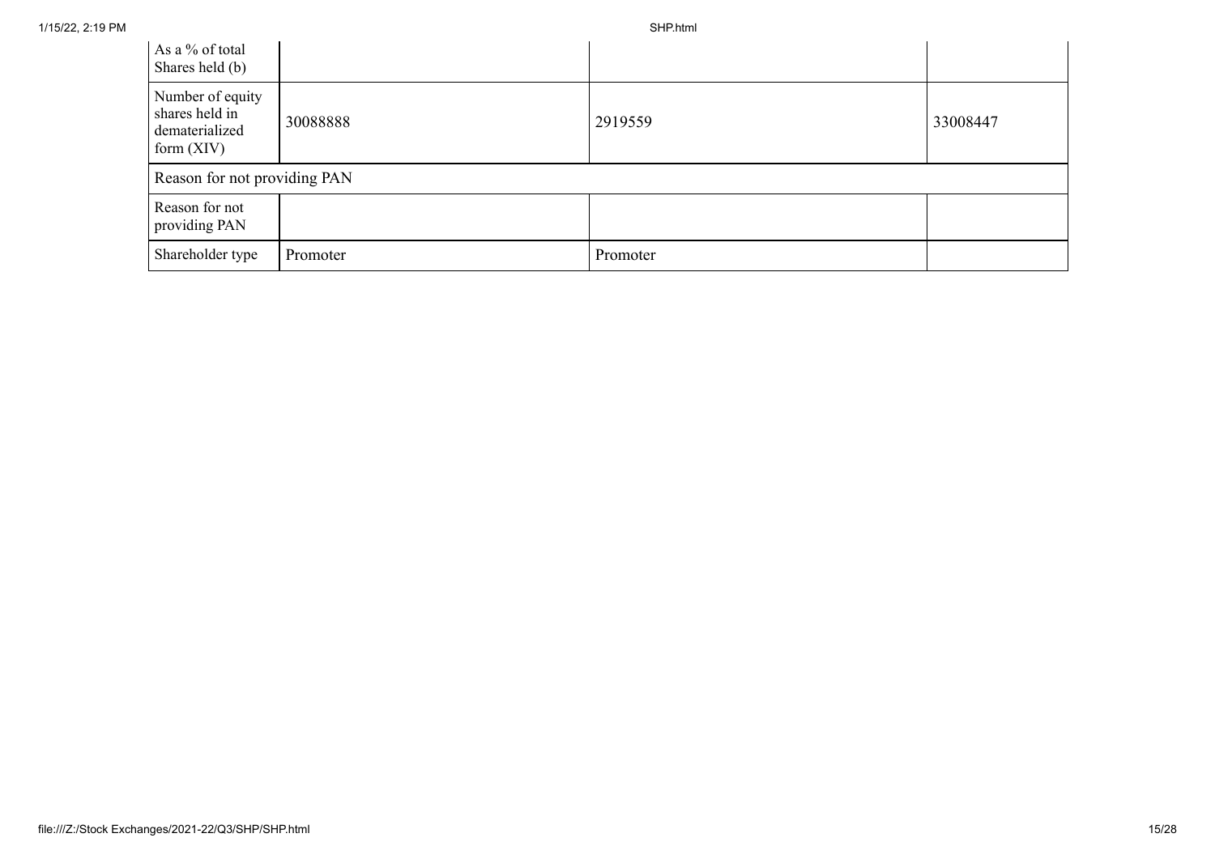| | | | |
|---|---|---|---|
| As a % of total Shares held (b) | | | |
| Number of equity shares held in dematerialized form (XIV) | 30088888 | 2919559 | 33008447 |
| Reason for not providing PAN | | | |
| Reason for not providing PAN | | | |
| Shareholder type | Promoter | Promoter | |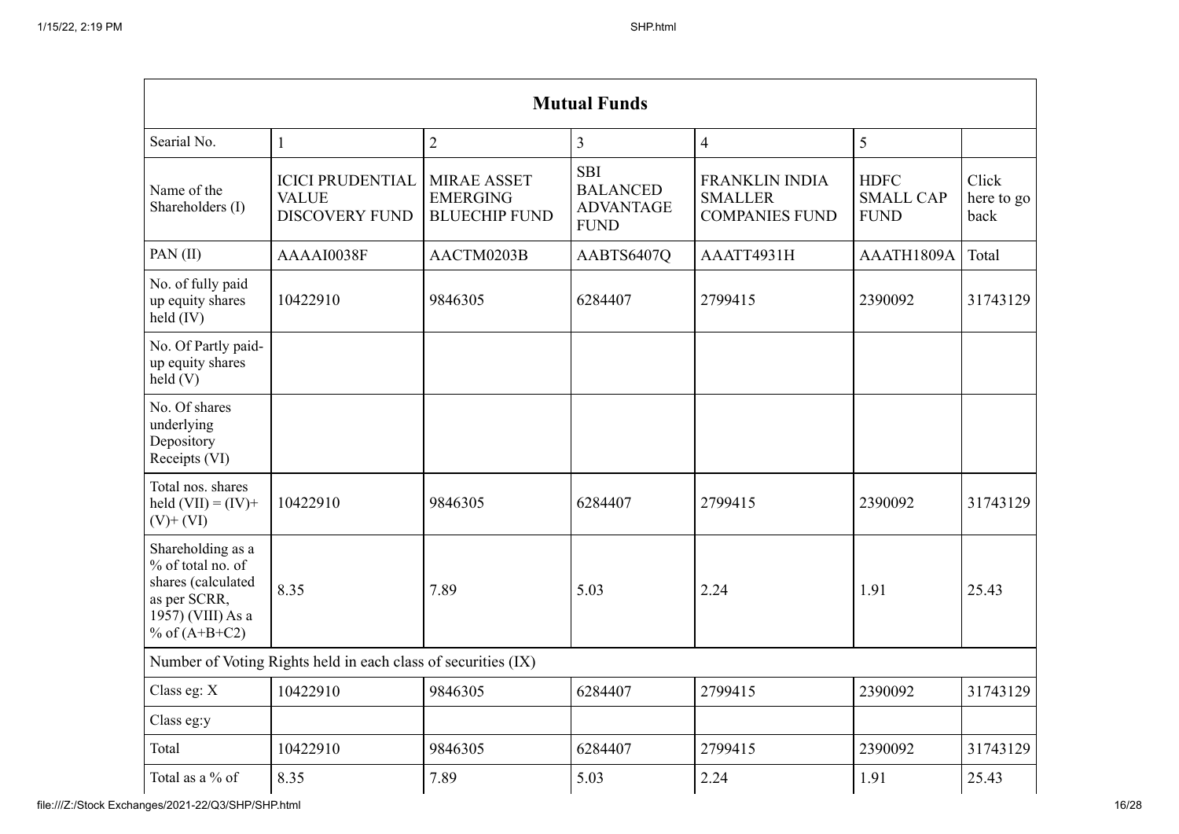| Mutual Funds | | | | | | |
|---|---|---|---|---|---|---|
| Searial No. | 1 | 2 | 3 | 4 | 5 | |
| Name of the Shareholders (I) | ICICI PRUDENTIAL VALUE DISCOVERY FUND | MIRAE ASSET EMERGING BLUECHIP FUND | SBI BALANCED ADVANTAGE FUND | FRANKLIN INDIA SMALLER COMPANIES FUND | HDFC SMALL CAP FUND | Click here to go back |
| PAN (II) | AAAAI0038F | AACTM0203B | AABTS6407Q | AAATT4931H | AAATH1809A | Total |
| No. of fully paid up equity shares held (IV) | 10422910 | 9846305 | 6284407 | 2799415 | 2390092 | 31743129 |
| No. Of Partly paid-up equity shares held (V) | | | | | | |
| No. Of shares underlying Depository Receipts (VI) | | | | | | |
| Total nos. shares held (VII) = (IV)+(V)+ (VI) | 10422910 | 9846305 | 6284407 | 2799415 | 2390092 | 31743129 |
| Shareholding as a % of total no. of shares (calculated as per SCRR, 1957) (VIII) As a % of (A+B+C2) | 8.35 | 7.89 | 5.03 | 2.24 | 1.91 | 25.43 |
| Number of Voting Rights held in each class of securities (IX) | | | | | | |
| Class eg: X | 10422910 | 9846305 | 6284407 | 2799415 | 2390092 | 31743129 |
| Class eg:y | | | | | | |
| Total | 10422910 | 9846305 | 6284407 | 2799415 | 2390092 | 31743129 |
| Total as a % of | 8.35 | 7.89 | 5.03 | 2.24 | 1.91 | 25.43 |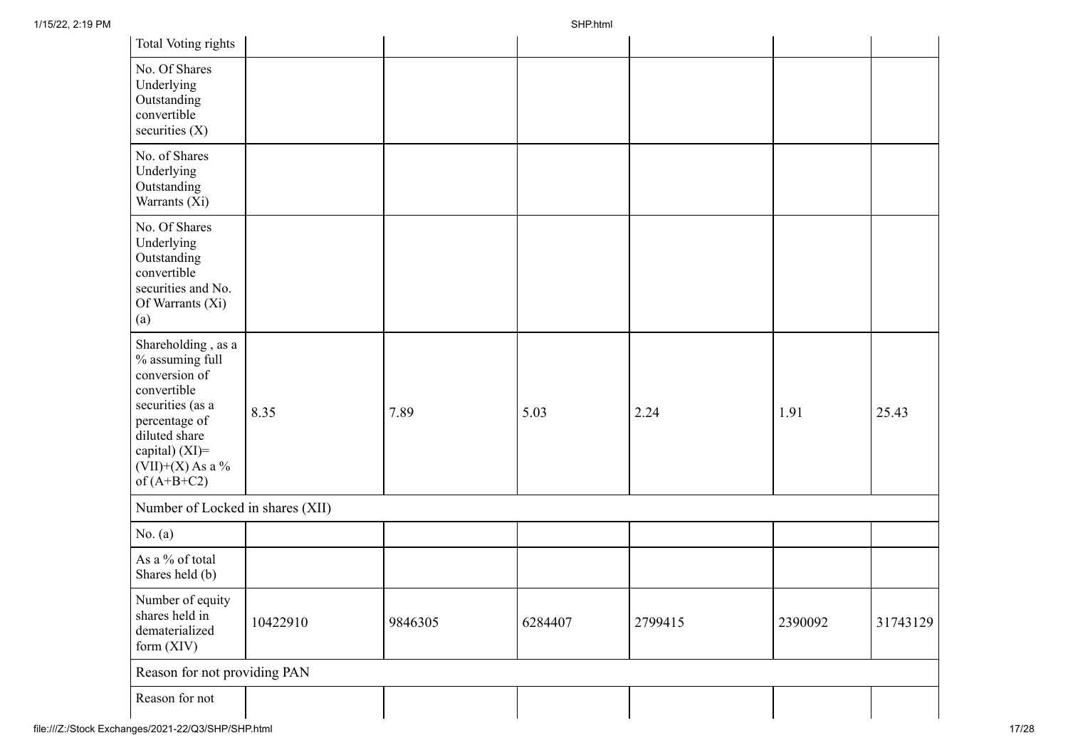| Total Voting rights | | | | | | |
|---|---|---|---|---|---|---|
| No. Of Shares Underlying Outstanding convertible securities (X) | | | | | | |
| No. of Shares Underlying Outstanding Warrants (Xi) | | | | | | |
| No. Of Shares Underlying Outstanding convertible securities and No. Of Warrants (Xi) (a) | | | | | | |
| Shareholding , as a % assuming full conversion of convertible securities (as a percentage of diluted share capital) (XI)= (VII)+(X) As a % of (A+B+C2) | 8.35 | 7.89 | 5.03 | 2.24 | 1.91 | 25.43 |
| Number of Locked in shares (XII) | | | | | | |
| No. (a) | | | | | | |
| As a % of total Shares held (b) | | | | | | |
| Number of equity shares held in dematerialized form (XIV) | 10422910 | 9846305 | 6284407 | 2799415 | 2390092 | 31743129 |
| Reason for not providing PAN | | | | | | |
| Reason for not | | | | | | |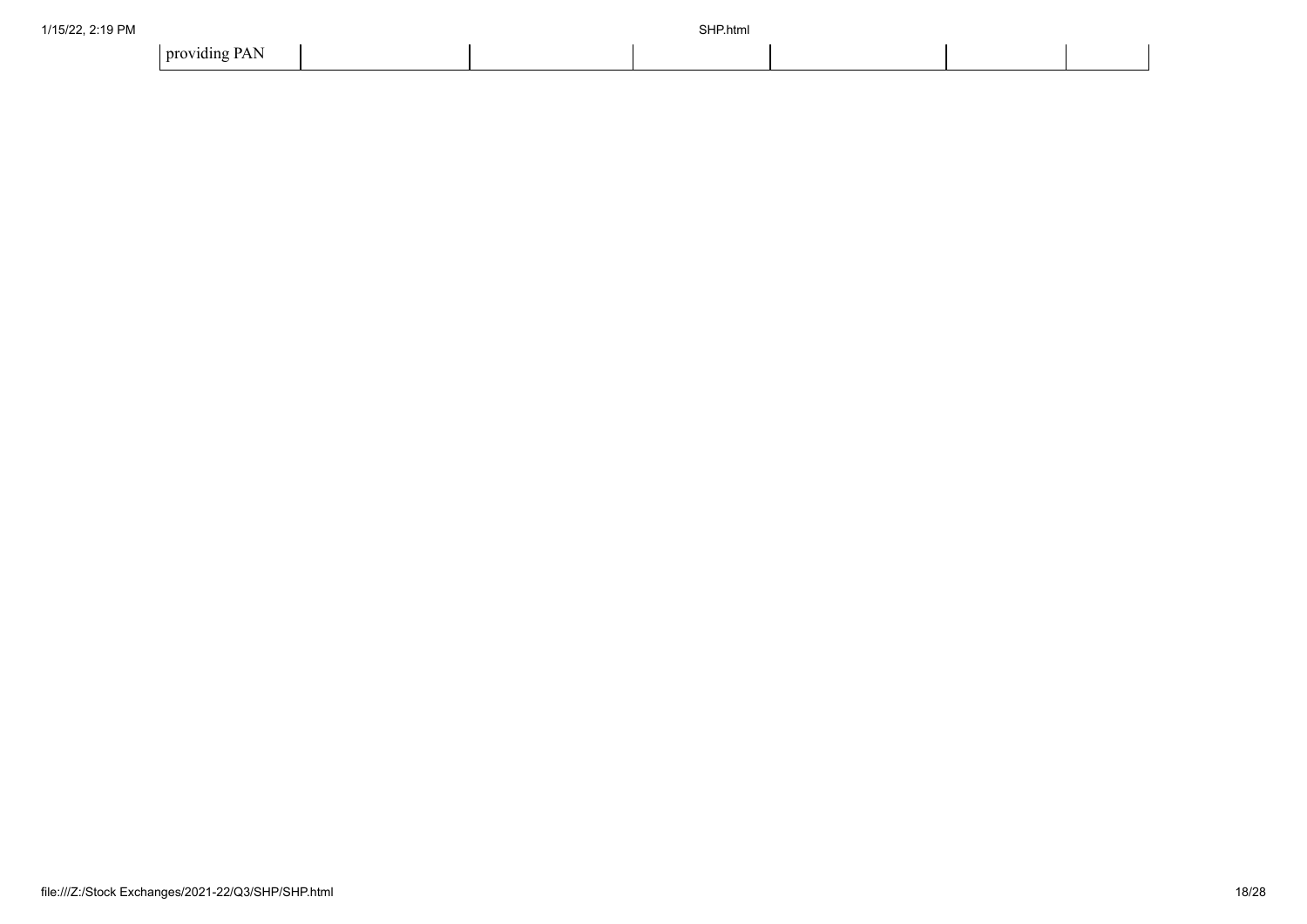| providing PAN | | | | | | |
|---|---|---|---|---|---|---|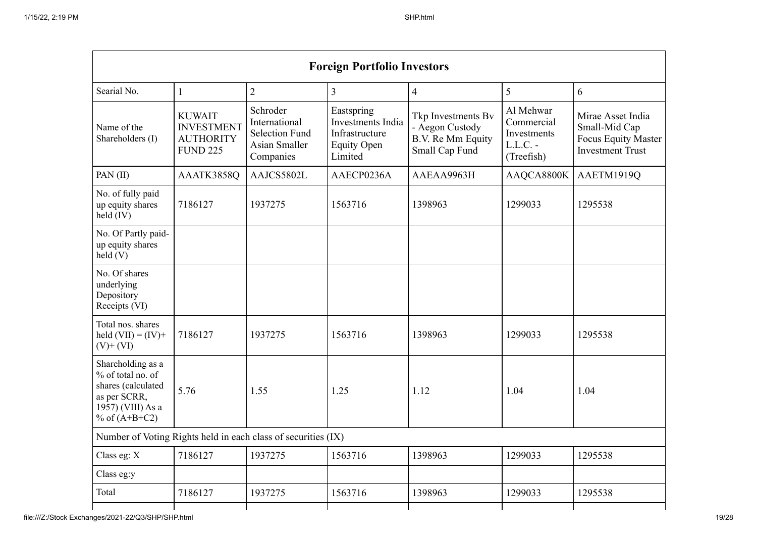| Foreign Portfolio Investors | | | | | | |
|---|---|---|---|---|---|---|
| Searial No. | 1 | 2 | 3 | 4 | 5 | 6 |
| Name of the Shareholders (I) | KUWAIT INVESTMENT AUTHORITY FUND 225 | Schroder International Selection Fund Asian Smaller Companies | Eastspring Investments India Infrastructure Equity Open Limited | Tkp Investments Bv - Aegon Custody B.V. Re Mm Equity Small Cap Fund | Al Mehwar Commercial Investments L.L.C. - (Treefish) | Mirae Asset India Small-Mid Cap Focus Equity Master Investment Trust |
| PAN (II) | AAATK3858Q | AAJCS5802L | AAECP0236A | AAEAA9963H | AAQCA8800K | AAETM1919Q |
| No. of fully paid up equity shares held (IV) | 7186127 | 1937275 | 1563716 | 1398963 | 1299033 | 1295538 |
| No. Of Partly paid-up equity shares held (V) | | | | | | |
| No. Of shares underlying Depository Receipts (VI) | | | | | | |
| Total nos. shares held (VII) = (IV)+ (V)+ (VI) | 7186127 | 1937275 | 1563716 | 1398963 | 1299033 | 1295538 |
| Shareholding as a % of total no. of shares (calculated as per SCRR, 1957) (VIII) As a % of (A+B+C2) | 5.76 | 1.55 | 1.25 | 1.12 | 1.04 | 1.04 |
| Number of Voting Rights held in each class of securities (IX) | | | | | | |
| Class eg: X | 7186127 | 1937275 | 1563716 | 1398963 | 1299033 | 1295538 |
| Class eg:y | | | | | | |
| Total | 7186127 | 1937275 | 1563716 | 1398963 | 1299033 | 1295538 |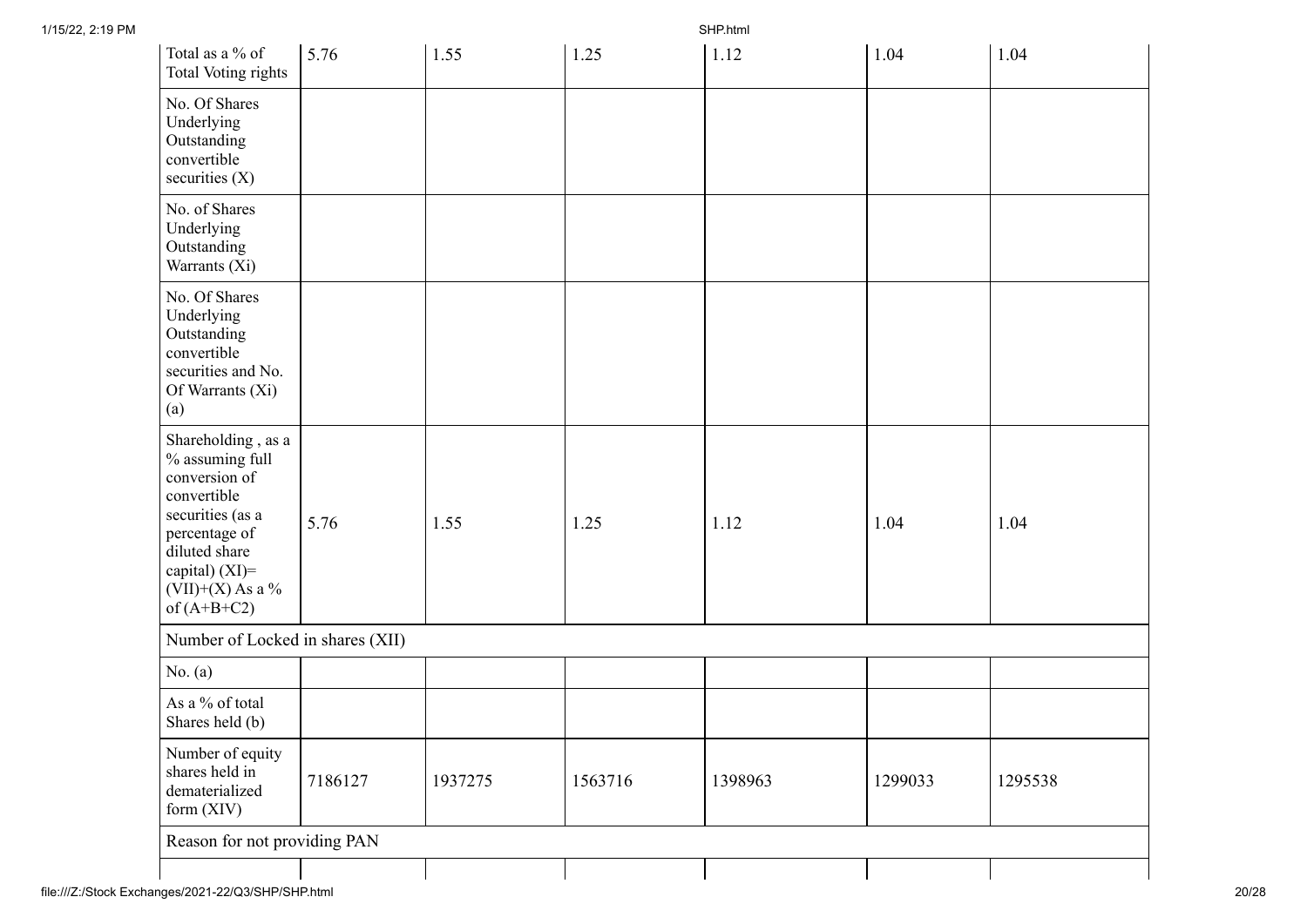| Total as a % of Total Voting rights | 5.76 | 1.55 | 1.25 | 1.12 | 1.04 | 1.04 |
|---|---|---|---|---|---|---|
| No. Of Shares Underlying Outstanding convertible securities (X) | | | | | | |
| No. of Shares Underlying Outstanding Warrants (Xi) | | | | | | |
| No. Of Shares Underlying Outstanding convertible securities and No. Of Warrants (Xi) (a) | | | | | | |
| Shareholding , as a % assuming full conversion of convertible securities (as a percentage of diluted share capital) (XI)= (VII)+(X) As a % of (A+B+C2) | 5.76 | 1.55 | 1.25 | 1.12 | 1.04 | 1.04 |
| Number of Locked in shares (XII) | | | | | | |
| No. (a) | | | | | | |
| As a % of total Shares held (b) | | | | | | |
| Number of equity shares held in dematerialized form (XIV) | 7186127 | 1937275 | 1563716 | 1398963 | 1299033 | 1295538 |
| Reason for not providing PAN | | | | | | |
| | | | | | | |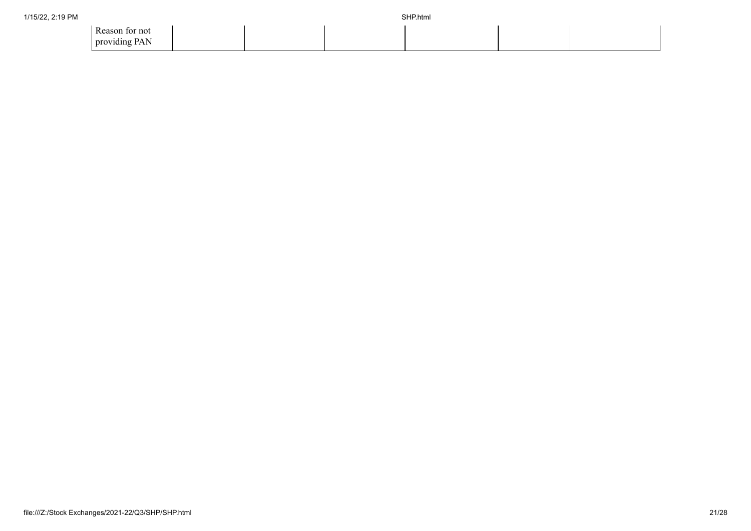| Reason for not providing PAN | | | | | | |
| --- | --- | --- | --- | --- | --- | --- |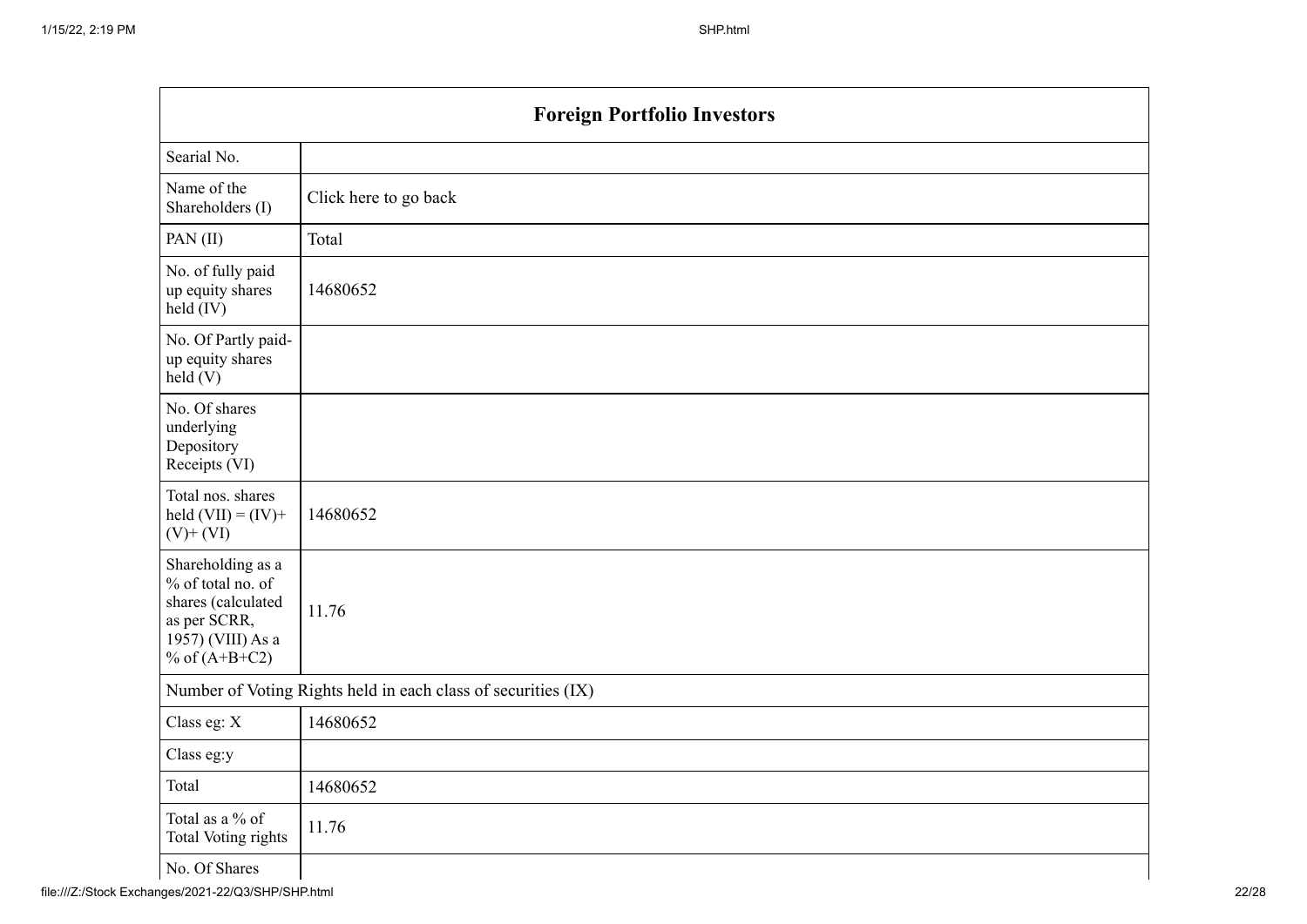| Foreign Portfolio Investors | |
|---|---|
| Searial No. | |
| Name of the Shareholders (I) | Click here to go back |
| PAN (II) | Total |
| No. of fully paid up equity shares held (IV) | 14680652 |
| No. Of Partly paid-up equity shares held (V) | |
| No. Of shares underlying Depository Receipts (VI) | |
| Total nos. shares held (VII) = (IV)+ (V)+ (VI) | 14680652 |
| Shareholding as a % of total no. of shares (calculated as per SCRR, 1957) (VIII) As a % of (A+B+C2) | 11.76 |
| Number of Voting Rights held in each class of securities (IX) | |
| Class eg: X | 14680652 |
| Class eg:y | |
| Total | 14680652 |
| Total as a % of Total Voting rights | 11.76 |
| No. Of Shares | |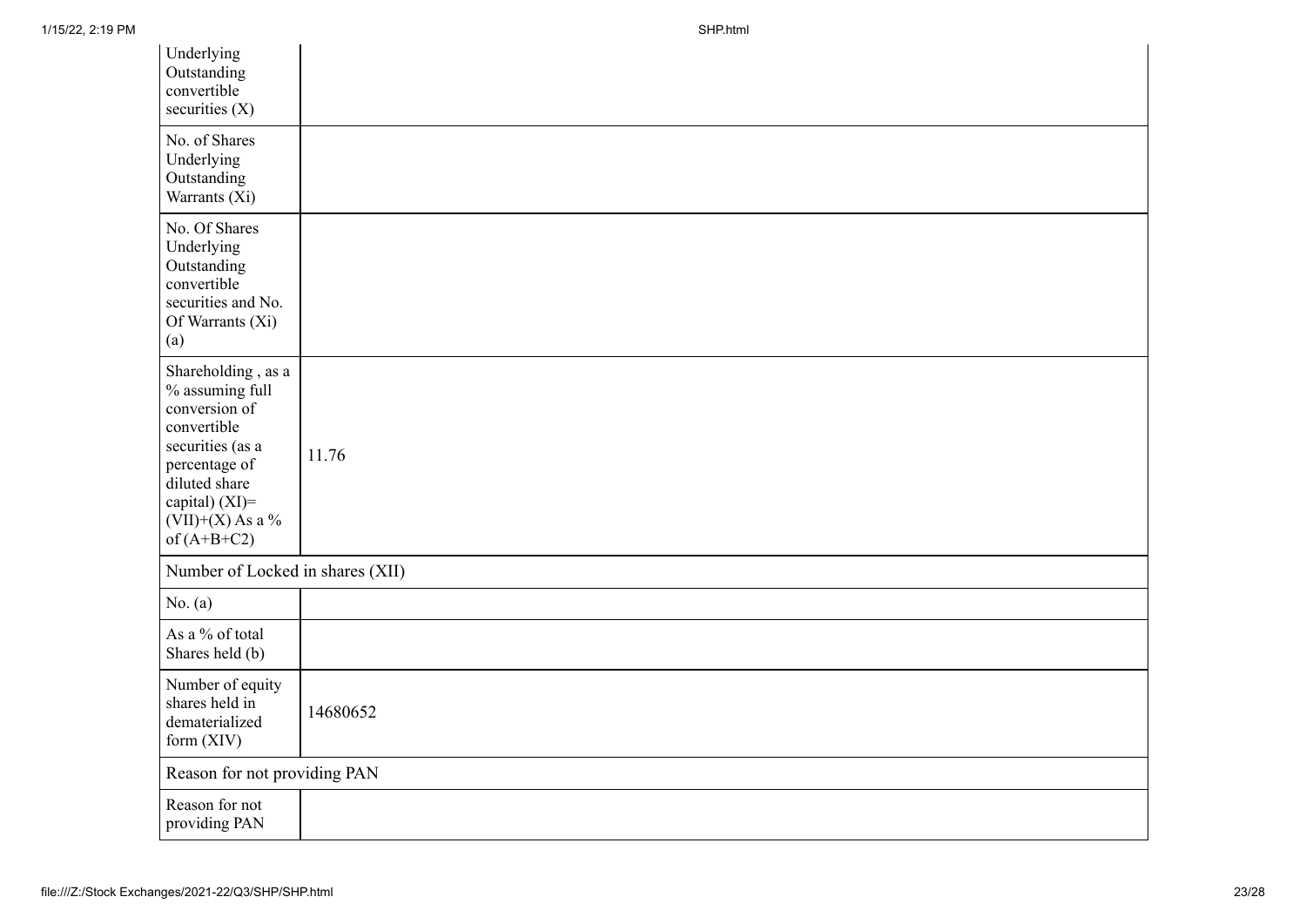| | |
|---|---|
| Underlying Outstanding convertible securities (X) | |
| No. of Shares Underlying Outstanding Warrants (Xi) | |
| No. Of Shares Underlying Outstanding convertible securities and No. Of Warrants (Xi) (a) | |
| Shareholding , as a % assuming full conversion of convertible securities (as a percentage of diluted share capital) (XI)= (VII)+(X) As a % of (A+B+C2) | 11.76 |
| Number of Locked in shares (XII) | |
| No. (a) | |
| As a % of total Shares held (b) | |
| Number of equity shares held in dematerialized form (XIV) | 14680652 |
| Reason for not providing PAN | |
| Reason for not providing PAN | |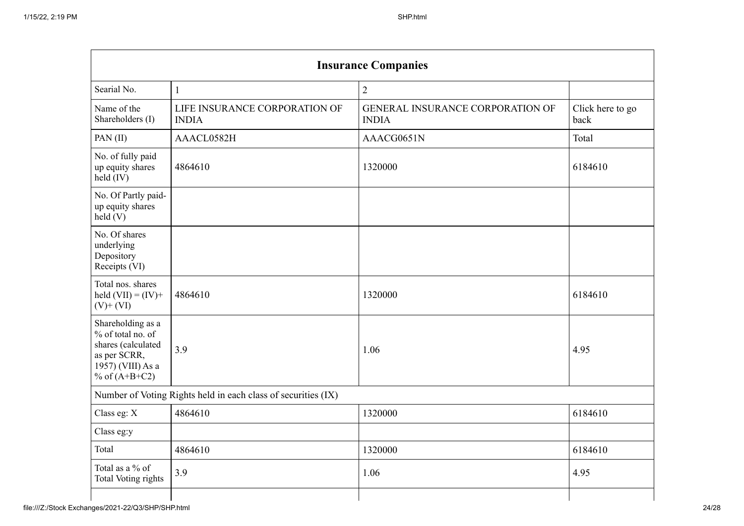| Insurance Companies | | | |
|---|---|---|---|
| Searial No. | 1 | 2 | |
| Name of the Shareholders (I) | LIFE INSURANCE CORPORATION OF INDIA | GENERAL INSURANCE CORPORATION OF INDIA | Click here to go back |
| PAN (II) | AAACL0582H | AAACG0651N | Total |
| No. of fully paid up equity shares held (IV) | 4864610 | 1320000 | 6184610 |
| No. Of Partly paid-up equity shares held (V) | | | |
| No. Of shares underlying Depository Receipts (VI) | | | |
| Total nos. shares held (VII) = (IV)+ (V)+ (VI) | 4864610 | 1320000 | 6184610 |
| Shareholding as a % of total no. of shares (calculated as per SCRR, 1957) (VIII) As a % of (A+B+C2) | 3.9 | 1.06 | 4.95 |
| Number of Voting Rights held in each class of securities (IX) | | | |
| Class eg: X | 4864610 | 1320000 | 6184610 |
| Class eg:y | | | |
| Total | 4864610 | 1320000 | 6184610 |
| Total as a % of Total Voting rights | 3.9 | 1.06 | 4.95 |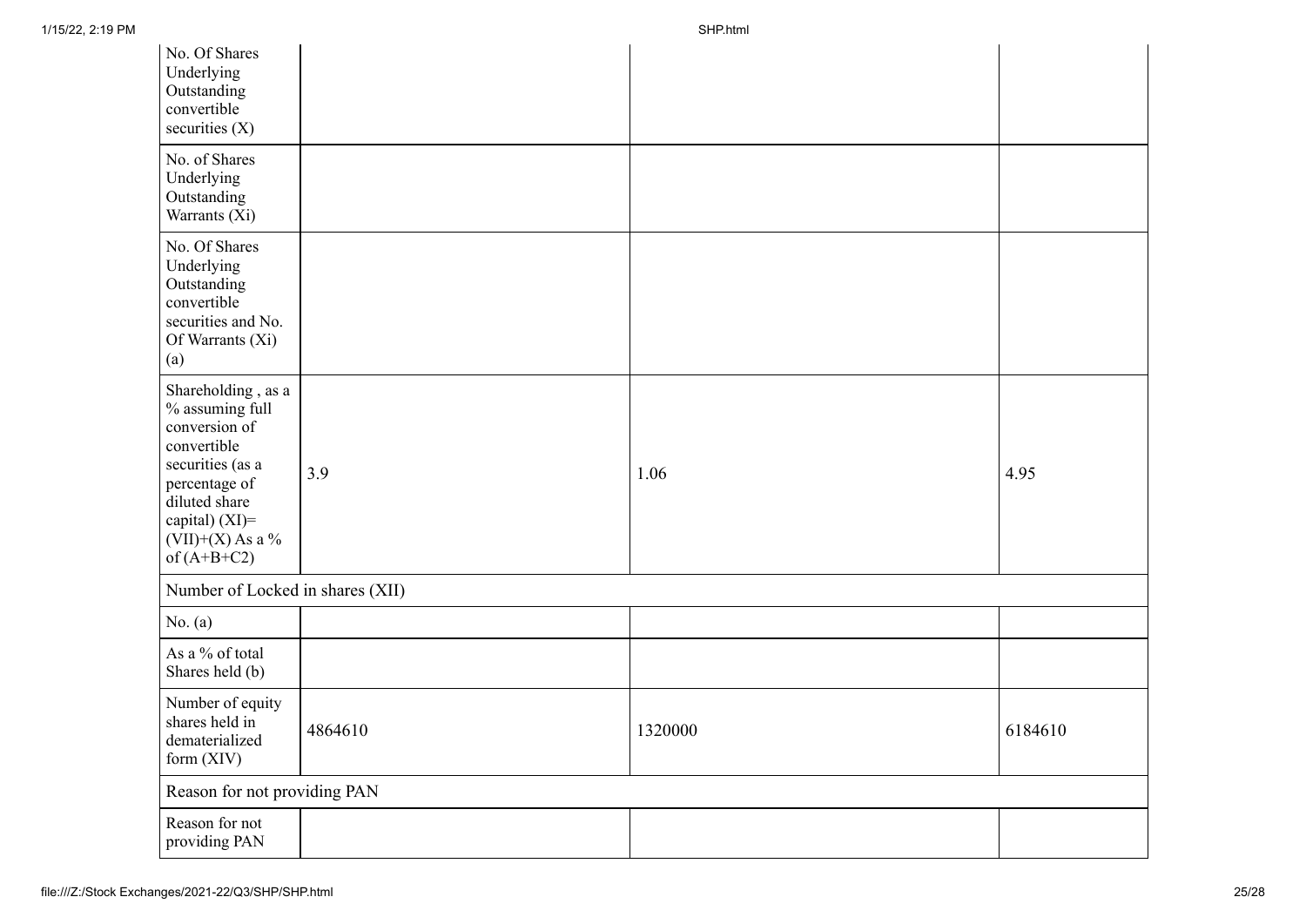| | | | |
|---|---|---|---|
| No. Of Shares Underlying Outstanding convertible securities (X) | | | |
| No. of Shares Underlying Outstanding Warrants (Xi) | | | |
| No. Of Shares Underlying Outstanding convertible securities and No. Of Warrants (Xi) (a) | | | |
| Shareholding , as a % assuming full conversion of convertible securities (as a percentage of diluted share capital) (XI)= (VII)+(X) As a % of (A+B+C2) | 3.9 | 1.06 | 4.95 |
| Number of Locked in shares (XII) | | | |
| No. (a) | | | |
| As a % of total Shares held (b) | | | |
| Number of equity shares held in dematerialized form (XIV) | 4864610 | 1320000 | 6184610 |
| Reason for not providing PAN | | | |
| Reason for not providing PAN | | | |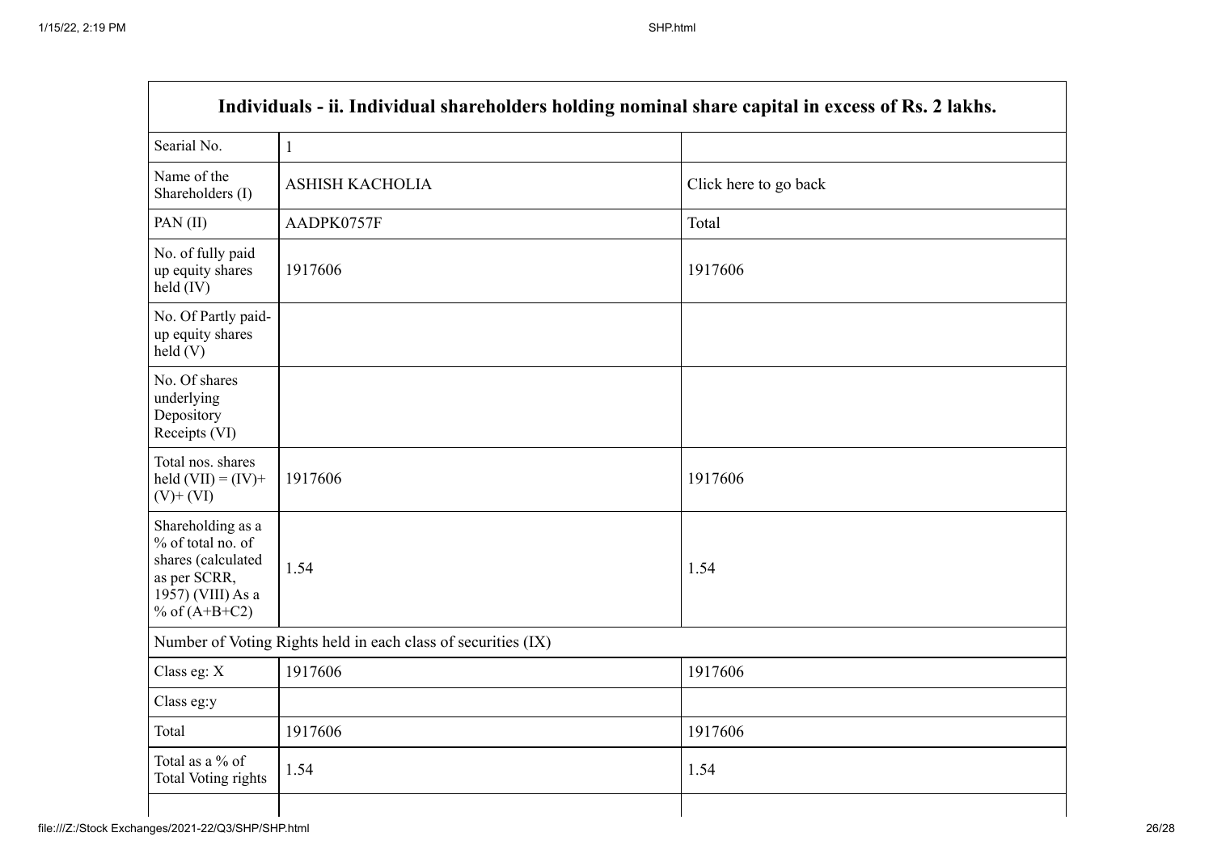| Individuals - ii. Individual shareholders holding nominal share capital in excess of Rs. 2 lakhs. | | |
|---|---|---|
| Searial No. | 1 | |
| Name of the Shareholders (I) | ASHISH KACHOLIA | Click here to go back |
| PAN (II) | AADPK0757F | Total |
| No. of fully paid up equity shares held (IV) | 1917606 | 1917606 |
| No. Of Partly paid-up equity shares held (V) | | |
| No. Of shares underlying Depository Receipts (VI) | | |
| Total nos. shares held (VII) = (IV)+ (V)+ (VI) | 1917606 | 1917606 |
| Shareholding as a % of total no. of shares (calculated as per SCRR, 1957) (VIII) As a % of (A+B+C2) | 1.54 | 1.54 |
| Number of Voting Rights held in each class of securities (IX) | | |
| Class eg: X | 1917606 | 1917606 |
| Class eg:y | | |
| Total | 1917606 | 1917606 |
| Total as a % of Total Voting rights | 1.54 | 1.54 |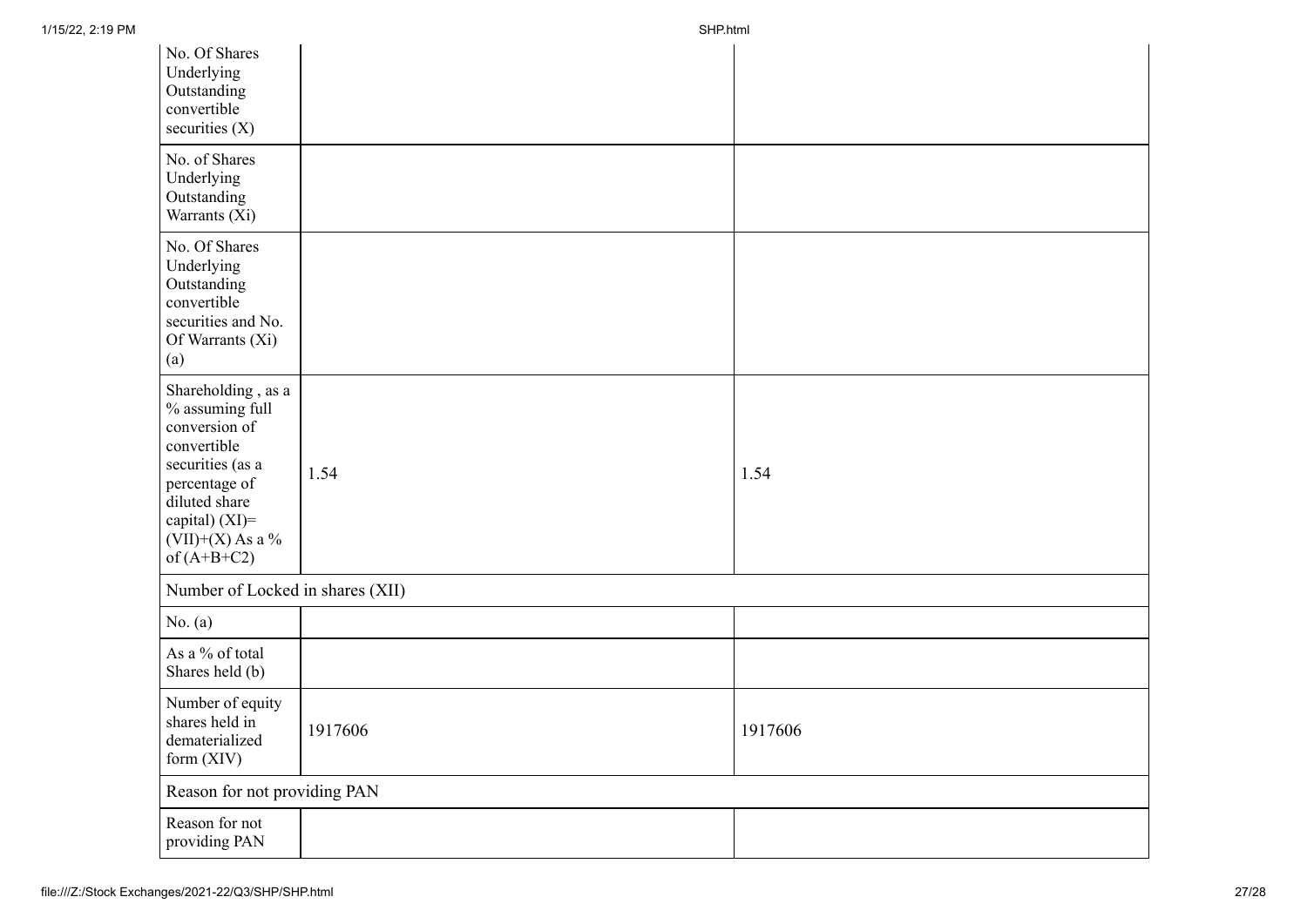| | | |
|---|---|---|
| No. Of Shares Underlying Outstanding convertible securities (X) | | |
| No. of Shares Underlying Outstanding Warrants (Xi) | | |
| No. Of Shares Underlying Outstanding convertible securities and No. Of Warrants (Xi) (a) | | |
| Shareholding , as a % assuming full conversion of convertible securities (as a percentage of diluted share capital) (XI)= (VII)+(X) As a % of (A+B+C2) | 1.54 | 1.54 |
| Number of Locked in shares (XII) | | |
| No. (a) | | |
| As a % of total Shares held (b) | | |
| Number of equity shares held in dematerialized form (XIV) | 1917606 | 1917606 |
| Reason for not providing PAN | | |
| Reason for not providing PAN | | |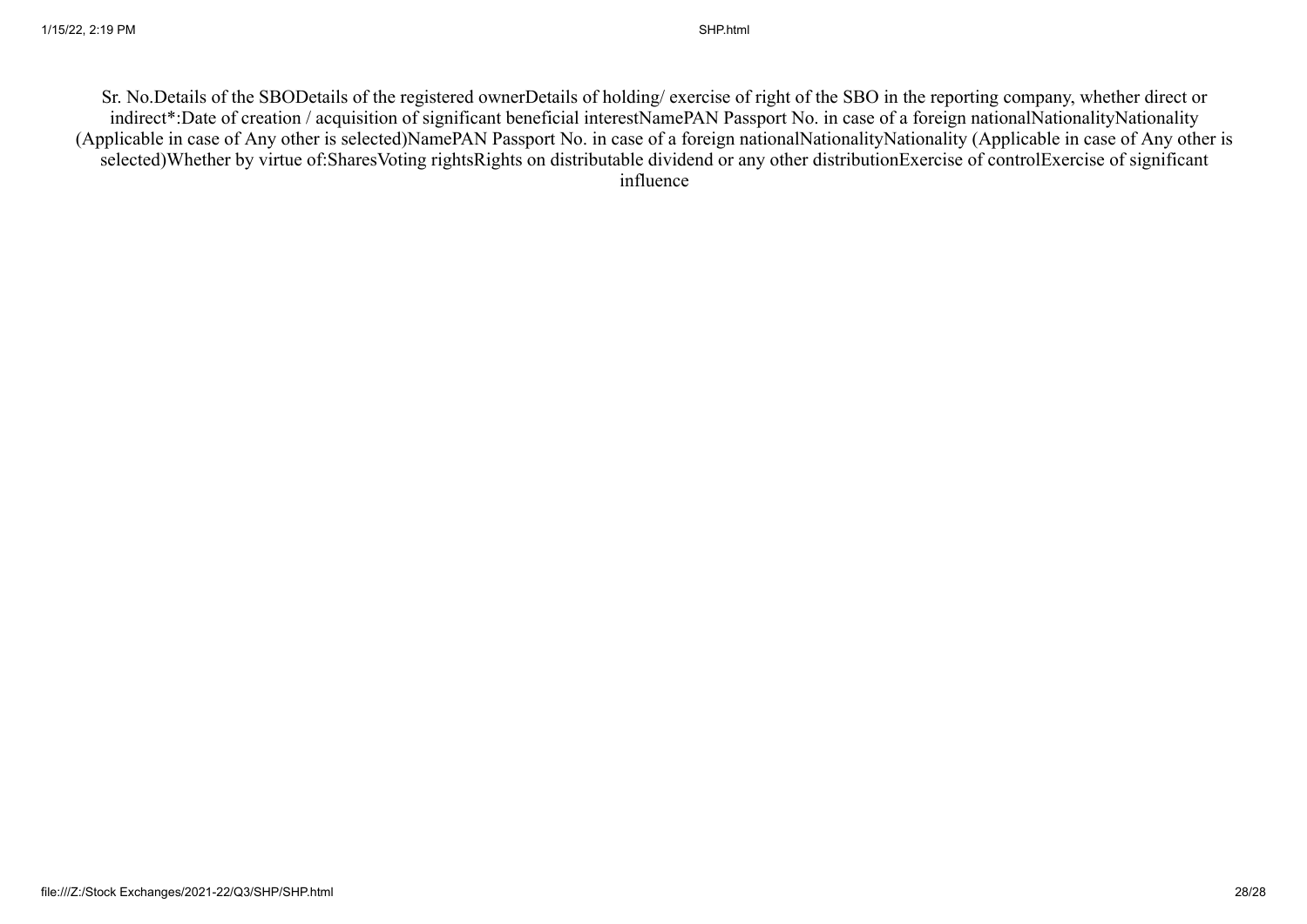Sr. No.Details of the SBODetails of the registered ownerDetails of holding/ exercise of right of the SBO in the reporting company, whether direct or indirect*:Date of creation / acquisition of significant beneficial interestNamePAN Passport No. in case of a foreign nationalNationalityNationality (Applicable in case of Any other is selected)NamePAN Passport No. in case of a foreign nationalNationalityNationality (Applicable in case of Any other is selected)Whether by virtue of:SharesVoting rightsRights on distributable dividend or any other distributionExercise of controlExercise of significant influence